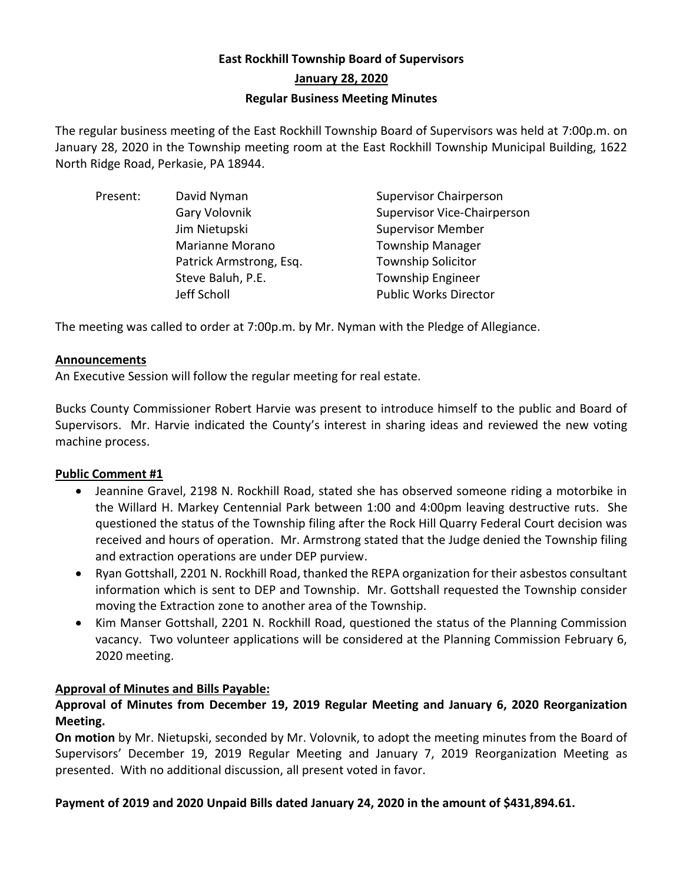# East Rockhill Township Board of Supervisors

## January 28, 2020

## Regular Business Meeting Minutes

The regular business meeting of the East Rockhill Township Board of Supervisors was held at 7:00p.m. on January 28, 2020 in the Township meeting room at the East Rockhill Township Municipal Building, 1622 North Ridge Road, Perkasie, PA 18944.

| | | |
|---|---|---|
| Present: | David Nyman | Supervisor Chairperson |
| | Gary Volovnik | Supervisor Vice-Chairperson |
| | Jim Nietupski | Supervisor Member |
| | Marianne Morano | Township Manager |
| | Patrick Armstrong, Esq. | Township Solicitor |
| | Steve Baluh, P.E. | Township Engineer |
| | Jeff Scholl | Public Works Director |

The meeting was called to order at 7:00p.m. by Mr. Nyman with the Pledge of Allegiance.

**Announcements**

An Executive Session will follow the regular meeting for real estate.

Bucks County Commissioner Robert Harvie was present to introduce himself to the public and Board of Supervisors. Mr. Harvie indicated the County's interest in sharing ideas and reviewed the new voting machine process.

**Public Comment #1**

- Jeannine Gravel, 2198 N. Rockhill Road, stated she has observed someone riding a motorbike in the Willard H. Markey Centennial Park between 1:00 and 4:00pm leaving destructive ruts. She questioned the status of the Township filing after the Rock Hill Quarry Federal Court decision was received and hours of operation. Mr. Armstrong stated that the Judge denied the Township filing and extraction operations are under DEP purview.
- Ryan Gottshall, 2201 N. Rockhill Road, thanked the REPA organization for their asbestos consultant information which is sent to DEP and Township. Mr. Gottshall requested the Township consider moving the Extraction zone to another area of the Township.
- Kim Manser Gottshall, 2201 N. Rockhill Road, questioned the status of the Planning Commission vacancy. Two volunteer applications will be considered at the Planning Commission February 6, 2020 meeting.

**Approval of Minutes and Bills Payable:**

**Approval of Minutes from December 19, 2019 Regular Meeting and January 6, 2020 Reorganization Meeting.**

**On motion** by Mr. Nietupski, seconded by Mr. Volovnik, to adopt the meeting minutes from the Board of Supervisors' December 19, 2019 Regular Meeting and January 7, 2019 Reorganization Meeting as presented. With no additional discussion, all present voted in favor.

**Payment of 2019 and 2020 Unpaid Bills dated January 24, 2020 in the amount of $431,894.61.**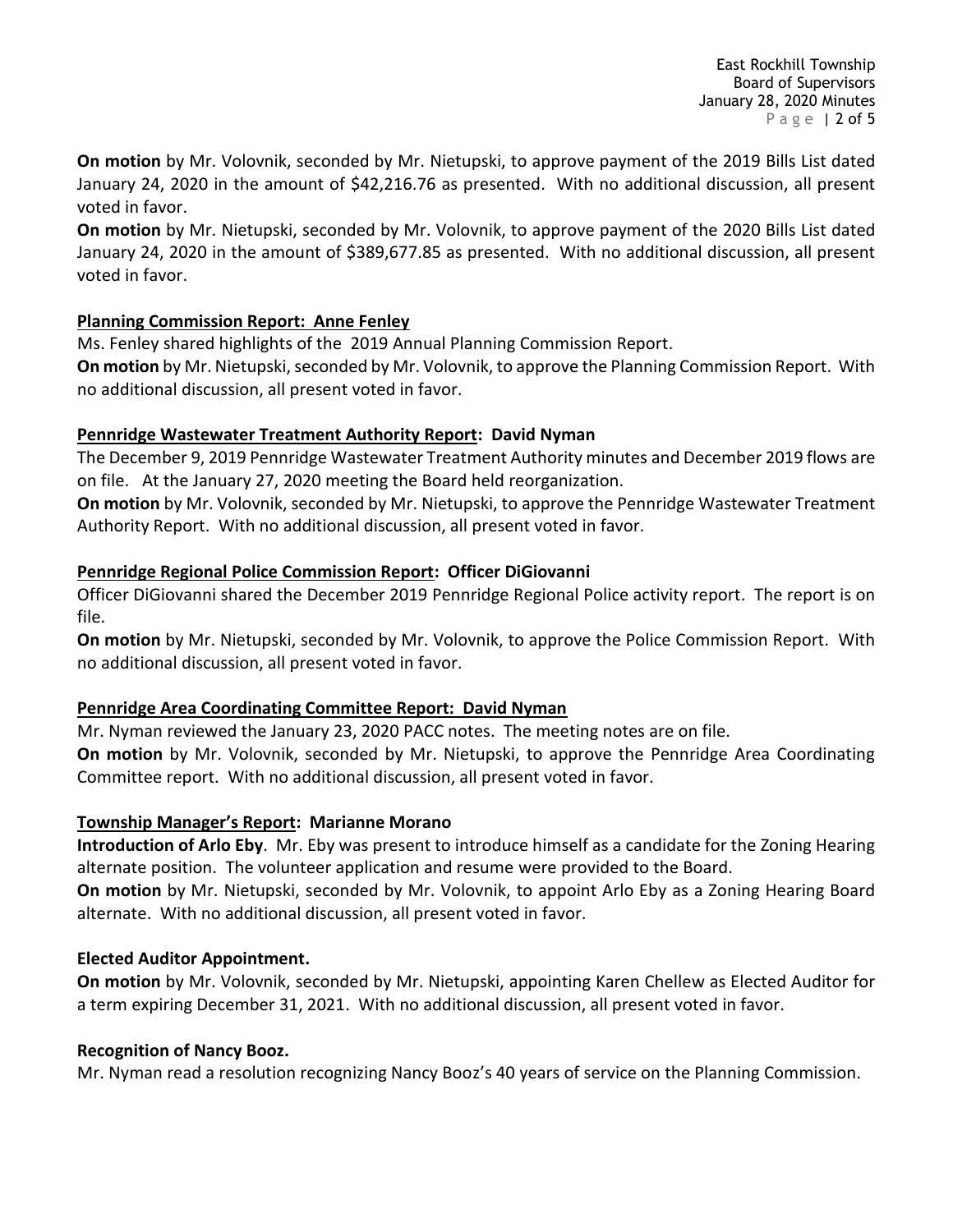**On motion** by Mr. Volovnik, seconded by Mr. Nietupski, to approve payment of the 2019 Bills List dated January 24, 2020 in the amount of $42,216.76 as presented. With no additional discussion, all present voted in favor.

**On motion** by Mr. Nietupski, seconded by Mr. Volovnik, to approve payment of the 2020 Bills List dated January 24, 2020 in the amount of $389,677.85 as presented. With no additional discussion, all present voted in favor.

**Planning Commission Report: Anne Fenley**

Ms. Fenley shared highlights of the 2019 Annual Planning Commission Report.

**On motion** by Mr. Nietupski, seconded by Mr. Volovnik, to approve the Planning Commission Report. With no additional discussion, all present voted in favor.

**Pennridge Wastewater Treatment Authority Report: David Nyman**

The December 9, 2019 Pennridge Wastewater Treatment Authority minutes and December 2019 flows are on file. At the January 27, 2020 meeting the Board held reorganization.

**On motion** by Mr. Volovnik, seconded by Mr. Nietupski, to approve the Pennridge Wastewater Treatment Authority Report. With no additional discussion, all present voted in favor.

**Pennridge Regional Police Commission Report: Officer DiGiovanni**

Officer DiGiovanni shared the December 2019 Pennridge Regional Police activity report. The report is on file.

**On motion** by Mr. Nietupski, seconded by Mr. Volovnik, to approve the Police Commission Report. With no additional discussion, all present voted in favor.

**Pennridge Area Coordinating Committee Report: David Nyman**

Mr. Nyman reviewed the January 23, 2020 PACC notes. The meeting notes are on file.

**On motion** by Mr. Volovnik, seconded by Mr. Nietupski, to approve the Pennridge Area Coordinating Committee report. With no additional discussion, all present voted in favor.

**Township Manager's Report: Marianne Morano**

**Introduction of Arlo Eby**. Mr. Eby was present to introduce himself as a candidate for the Zoning Hearing alternate position. The volunteer application and resume were provided to the Board.

**On motion** by Mr. Nietupski, seconded by Mr. Volovnik, to appoint Arlo Eby as a Zoning Hearing Board alternate. With no additional discussion, all present voted in favor.

**Elected Auditor Appointment.**

**On motion** by Mr. Volovnik, seconded by Mr. Nietupski, appointing Karen Chellew as Elected Auditor for a term expiring December 31, 2021. With no additional discussion, all present voted in favor.

**Recognition of Nancy Booz.**

Mr. Nyman read a resolution recognizing Nancy Booz's 40 years of service on the Planning Commission.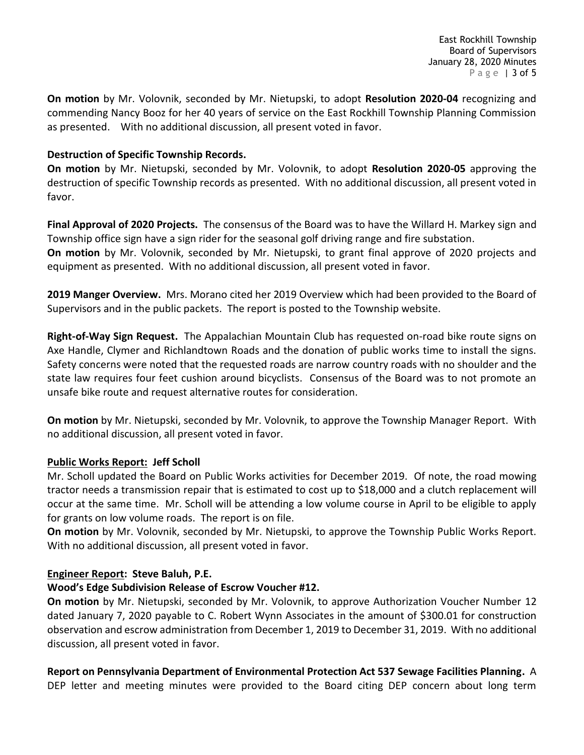**On motion** by Mr. Volovnik, seconded by Mr. Nietupski, to adopt **Resolution 2020-04** recognizing and commending Nancy Booz for her 40 years of service on the East Rockhill Township Planning Commission as presented. With no additional discussion, all present voted in favor.

**Destruction of Specific Township Records.**
**On motion** by Mr. Nietupski, seconded by Mr. Volovnik, to adopt **Resolution 2020-05** approving the destruction of specific Township records as presented. With no additional discussion, all present voted in favor.

**Final Approval of 2020 Projects.** The consensus of the Board was to have the Willard H. Markey sign and Township office sign have a sign rider for the seasonal golf driving range and fire substation.
**On motion** by Mr. Volovnik, seconded by Mr. Nietupski, to grant final approve of 2020 projects and equipment as presented. With no additional discussion, all present voted in favor.

**2019 Manger Overview.** Mrs. Morano cited her 2019 Overview which had been provided to the Board of Supervisors and in the public packets. The report is posted to the Township website.

**Right-of-Way Sign Request.** The Appalachian Mountain Club has requested on-road bike route signs on Axe Handle, Clymer and Richlandtown Roads and the donation of public works time to install the signs. Safety concerns were noted that the requested roads are narrow country roads with no shoulder and the state law requires four feet cushion around bicyclists. Consensus of the Board was to not promote an unsafe bike route and request alternative routes for consideration.

**On motion** by Mr. Nietupski, seconded by Mr. Volovnik, to approve the Township Manager Report. With no additional discussion, all present voted in favor.

**Public Works Report: Jeff Scholl**

Mr. Scholl updated the Board on Public Works activities for December 2019. Of note, the road mowing tractor needs a transmission repair that is estimated to cost up to $18,000 and a clutch replacement will occur at the same time. Mr. Scholl will be attending a low volume course in April to be eligible to apply for grants on low volume roads. The report is on file.
**On motion** by Mr. Volovnik, seconded by Mr. Nietupski, to approve the Township Public Works Report. With no additional discussion, all present voted in favor.

**Engineer Report: Steve Baluh, P.E.**

**Wood's Edge Subdivision Release of Escrow Voucher #12.**
**On motion** by Mr. Nietupski, seconded by Mr. Volovnik, to approve Authorization Voucher Number 12 dated January 7, 2020 payable to C. Robert Wynn Associates in the amount of $300.01 for construction observation and escrow administration from December 1, 2019 to December 31, 2019. With no additional discussion, all present voted in favor.

**Report on Pennsylvania Department of Environmental Protection Act 537 Sewage Facilities Planning.** A DEP letter and meeting minutes were provided to the Board citing DEP concern about long term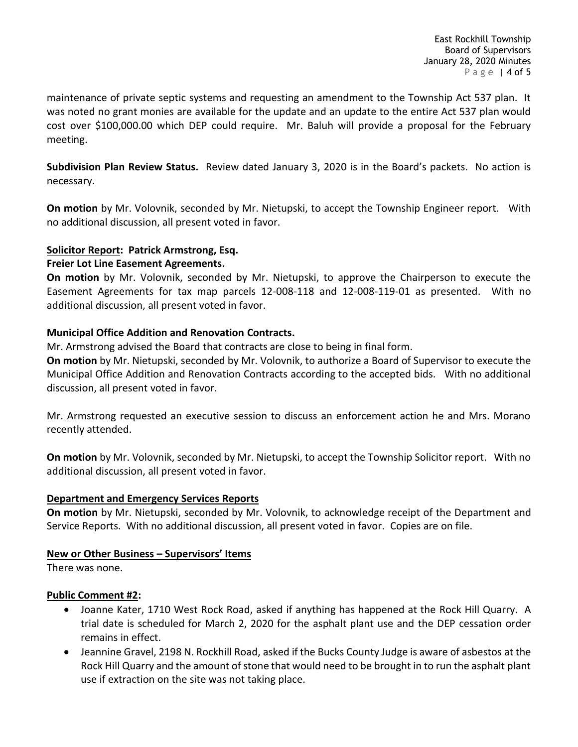maintenance of private septic systems and requesting an amendment to the Township Act 537 plan. It was noted no grant monies are available for the update and an update to the entire Act 537 plan would cost over $100,000.00 which DEP could require. Mr. Baluh will provide a proposal for the February meeting.

**Subdivision Plan Review Status.** Review dated January 3, 2020 is in the Board's packets. No action is necessary.

**On motion** by Mr. Volovnik, seconded by Mr. Nietupski, to accept the Township Engineer report. With no additional discussion, all present voted in favor.

**Solicitor Report: Patrick Armstrong, Esq.**

**Freier Lot Line Easement Agreements.**

**On motion** by Mr. Volovnik, seconded by Mr. Nietupski, to approve the Chairperson to execute the Easement Agreements for tax map parcels 12-008-118 and 12-008-119-01 as presented. With no additional discussion, all present voted in favor.

**Municipal Office Addition and Renovation Contracts.**

Mr. Armstrong advised the Board that contracts are close to being in final form.

**On motion** by Mr. Nietupski, seconded by Mr. Volovnik, to authorize a Board of Supervisor to execute the Municipal Office Addition and Renovation Contracts according to the accepted bids. With no additional discussion, all present voted in favor.

Mr. Armstrong requested an executive session to discuss an enforcement action he and Mrs. Morano recently attended.

**On motion** by Mr. Volovnik, seconded by Mr. Nietupski, to accept the Township Solicitor report. With no additional discussion, all present voted in favor.

**Department and Emergency Services Reports**

**On motion** by Mr. Nietupski, seconded by Mr. Volovnik, to acknowledge receipt of the Department and Service Reports. With no additional discussion, all present voted in favor. Copies are on file.

**New or Other Business – Supervisors' Items**

There was none.

**Public Comment #2:**

- Joanne Kater, 1710 West Rock Road, asked if anything has happened at the Rock Hill Quarry. A trial date is scheduled for March 2, 2020 for the asphalt plant use and the DEP cessation order remains in effect.
- Jeannine Gravel, 2198 N. Rockhill Road, asked if the Bucks County Judge is aware of asbestos at the Rock Hill Quarry and the amount of stone that would need to be brought in to run the asphalt plant use if extraction on the site was not taking place.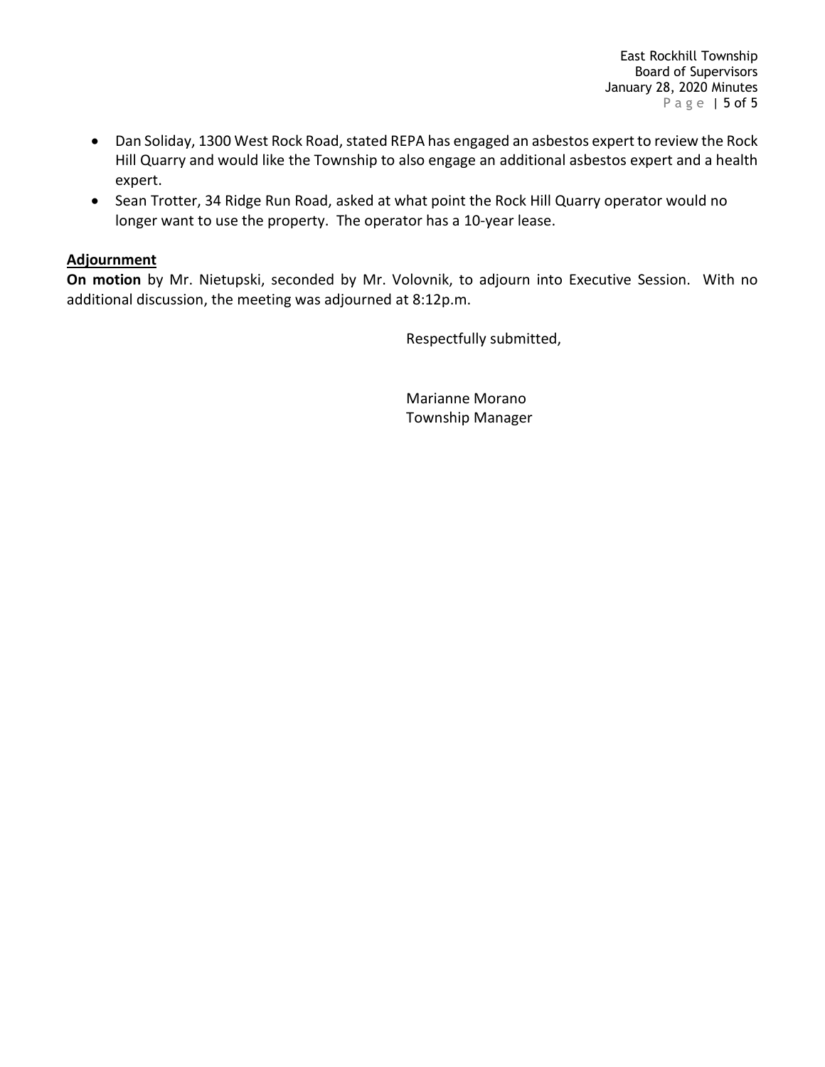- Dan Soliday, 1300 West Rock Road, stated REPA has engaged an asbestos expert to review the Rock Hill Quarry and would like the Township to also engage an additional asbestos expert and a health expert.
- Sean Trotter, 34 Ridge Run Road, asked at what point the Rock Hill Quarry operator would no longer want to use the property. The operator has a 10-year lease.

**Adjournment**

**On motion** by Mr. Nietupski, seconded by Mr. Volovnik, to adjourn into Executive Session. With no additional discussion, the meeting was adjourned at 8:12p.m.

Respectfully submitted,

Marianne Morano
Township Manager